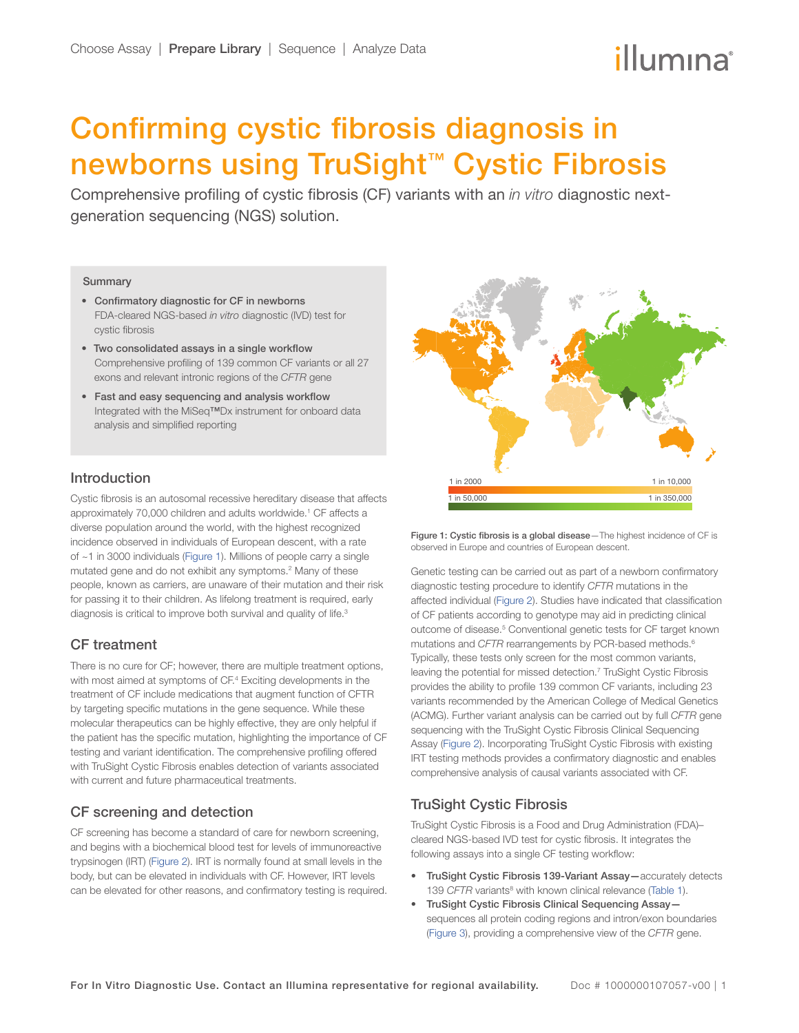Choose Assay | **Prepare Library** | Sequence | Analyze Data

# Confirming cystic fibrosis diagnosis in newborns using TruSight™ Cystic Fibrosis

Comprehensive profiling of cystic fibrosis (CF) variants with an *in vitro* diagnostic next-generation sequencing (NGS) solution.

**Summary**

- **Confirmatory diagnostic for CF in newborns**
  FDA-cleared NGS-based *in vitro* diagnostic (IVD) test for cystic fibrosis
- **Two consolidated assays in a single workflow**
  Comprehensive profiling of 139 common CF variants or all 27 exons and relevant intronic regions of the *CFTR* gene
- **Fast and easy sequencing and analysis workflow**
  Integrated with the MiSeq™Dx instrument for onboard data analysis and simplified reporting

## Introduction

Cystic fibrosis is an autosomal recessive hereditary disease that affects approximately 70,000 children and adults worldwide.[1] CF affects a diverse population around the world, with the highest recognized incidence observed in individuals of European descent, with a rate of ~1 in 3000 individuals (Figure 1). Millions of people carry a single mutated gene and do not exhibit any symptoms.[2] Many of these people, known as carriers, are unaware of their mutation and their risk for passing it to their children. As lifelong treatment is required, early diagnosis is critical to improve both survival and quality of life.[3]

## CF treatment

There is no cure for CF; however, there are multiple treatment options, with most aimed at symptoms of CF.[4] Exciting developments in the treatment of CF include medications that augment function of CFTR by targeting specific mutations in the gene sequence. While these molecular therapeutics can be highly effective, they are only helpful if the patient has the specific mutation, highlighting the importance of CF testing and variant identification. The comprehensive profiling offered with TruSight Cystic Fibrosis enables detection of variants associated with current and future pharmaceutical treatments.

## CF screening and detection

CF screening has become a standard of care for newborn screening, and begins with a biochemical blood test for levels of immunoreactive trypsinogen (IRT) (Figure 2). IRT is normally found at small levels in the body, but can be elevated in individuals with CF. However, IRT levels can be elevated for other reasons, and confirmatory testing is required.

1 in 2000 — 1 in 10,000
1 in 50,000 — 1 in 350,000

**Figure 1: Cystic fibrosis is a global disease**—The highest incidence of CF is observed in Europe and countries of European descent.

Genetic testing can be carried out as part of a newborn confirmatory diagnostic testing procedure to identify *CFTR* mutations in the affected individual (Figure 2). Studies have indicated that classification of CF patients according to genotype may aid in predicting clinical outcome of disease.[5] Conventional genetic tests for CF target known mutations and *CFTR* rearrangements by PCR-based methods.[6] Typically, these tests only screen for the most common variants, leaving the potential for missed detection.[7] TruSight Cystic Fibrosis provides the ability to profile 139 common CF variants, including 23 variants recommended by the American College of Medical Genetics (ACMG). Further variant analysis can be carried out by full *CFTR* gene sequencing with the TruSight Cystic Fibrosis Clinical Sequencing Assay (Figure 2). Incorporating TruSight Cystic Fibrosis with existing IRT testing methods provides a confirmatory diagnostic and enables comprehensive analysis of causal variants associated with CF.

## TruSight Cystic Fibrosis

TruSight Cystic Fibrosis is a Food and Drug Administration (FDA)–cleared NGS-based IVD test for cystic fibrosis. It integrates the following assays into a single CF testing workflow:

- **TruSight Cystic Fibrosis 139-Variant Assay—**accurately detects 139 *CFTR* variants[8] with known clinical relevance (Table 1).
- **TruSight Cystic Fibrosis Clinical Sequencing Assay—**sequences all protein coding regions and intron/exon boundaries (Figure 3), providing a comprehensive view of the *CFTR* gene.

For In Vitro Diagnostic Use. Contact an Illumina representative for regional availability.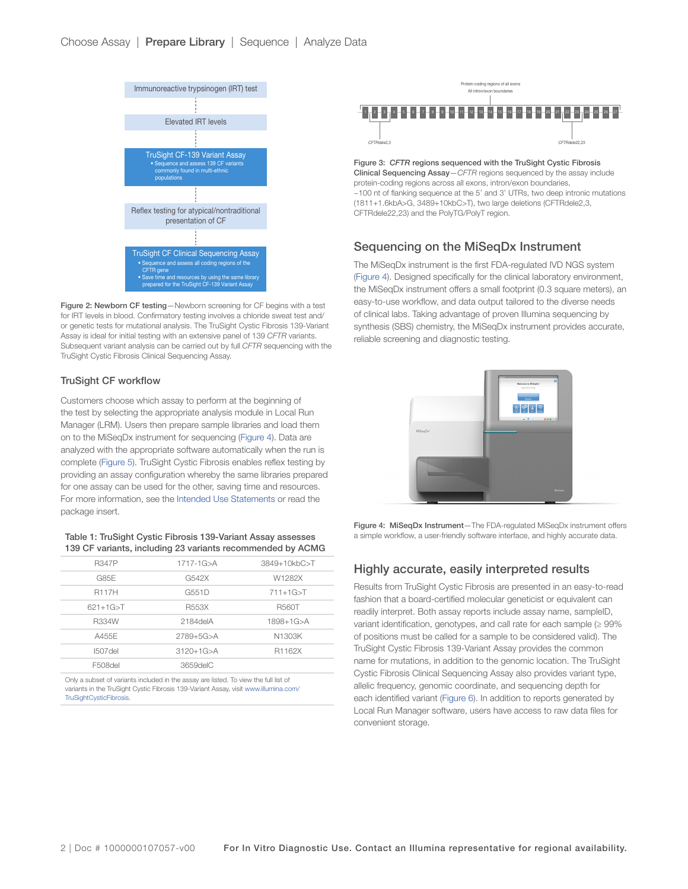Immunoreactive trypsinogen (IRT) test

Elevated IRT levels

TruSight CF-139 Variant Assay
- Sequence and assess 139 CF variants commonly found in multi-ethnic populations

Reflex testing for atypical/nontraditional presentation of CF

TruSight CF Clinical Sequencing Assay
- Sequence and assess all coding regions of the CFTR gene
- Save time and resources by using the same library prepared for the TruSight CF-139 Variant Assay

**Figure 2: Newborn CF testing**—Newborn screening for CF begins with a test for IRT levels in blood. Confirmatory testing involves a chloride sweat test and/or genetic tests for mutational analysis. The TruSight Cystic Fibrosis 139-Variant Assay is ideal for initial testing with an extensive panel of 139 *CFTR* variants. Subsequent variant analysis can be carried out by full *CFTR* sequencing with the TruSight Cystic Fibrosis Clinical Sequencing Assay.

### TruSight CF workflow

Customers choose which assay to perform at the beginning of the test by selecting the appropriate analysis module in Local Run Manager (LRM). Users then prepare sample libraries and load them on to the MiSeqDx instrument for sequencing (Figure 4). Data are analyzed with the appropriate software automatically when the run is complete (Figure 5). TruSight Cystic Fibrosis enables reflex testing by providing an assay configuration whereby the same libraries prepared for one assay can be used for the other, saving time and resources. For more information, see the Intended Use Statements or read the package insert.

**Table 1: TruSight Cystic Fibrosis 139-Variant Assay assesses 139 CF variants, including 23 variants recommended by ACMG**

| | | |
|---|---|---|
| R347P | 1717-1G>A | 3849+10kbC>T |
| G85E | G542X | W1282X |
| R117H | G551D | 711+1G>T |
| 621+1G>T | R553X | R560T |
| R334W | 2184delA | 1898+1G>A |
| A455E | 2789+5G>A | N1303K |
| I507del | 3120+1G>A | R1162X |
| F508del | 3659delC | |

Only a subset of variants included in the assay are listed. To view the full list of variants in the TruSight Cystic Fibrosis 139-Variant Assay, visit www.illumina.com/TruSightCysticFibrosis.

Protein-coding regions of all exons
All intron/exon boundaries

1 2 3 4 5 6 7 8 9 10 11 12 13 14 15 16 17 18 19 20 21 22 23 24 25 26 27

CFTRdele2,3 CFTRdele22,23

**Figure 3: *CFTR* regions sequenced with the TruSight Cystic Fibrosis Clinical Sequencing Assay**—*CFTR* regions sequenced by the assay include protein-coding regions across all exons, intron/exon boundaries, ~100 nt of flanking sequence at the 5' and 3' UTRs, two deep intronic mutations (1811+1.6kbA>G, 3489+10kbC>T), two large deletions (CFTRdele2,3, CFTRdele22,23) and the PolyTG/PolyT region.

## Sequencing on the MiSeqDx Instrument

The MiSeqDx instrument is the first FDA-regulated IVD NGS system (Figure 4). Designed specifically for the clinical laboratory environment, the MiSeqDx instrument offers a small footprint (0.3 square meters), an easy-to-use workflow, and data output tailored to the diverse needs of clinical labs. Taking advantage of proven Illumina sequencing by synthesis (SBS) chemistry, the MiSeqDx instrument provides accurate, reliable screening and diagnostic testing.

**Figure 4: MiSeqDx Instrument**—The FDA-regulated MiSeqDx instrument offers a simple workflow, a user-friendly software interface, and highly accurate data.

## Highly accurate, easily interpreted results

Results from TruSight Cystic Fibrosis are presented in an easy-to-read fashion that a board-certified molecular geneticist or equivalent can readily interpret. Both assay reports include assay name, sampleID, variant identification, genotypes, and call rate for each sample (≥ 99% of positions must be called for a sample to be considered valid). The TruSight Cystic Fibrosis 139-Variant Assay provides the common name for mutations, in addition to the genomic location. The TruSight Cystic Fibrosis Clinical Sequencing Assay also provides variant type, allelic frequency, genomic coordinate, and sequencing depth for each identified variant (Figure 6). In addition to reports generated by Local Run Manager software, users have access to raw data files for convenient storage.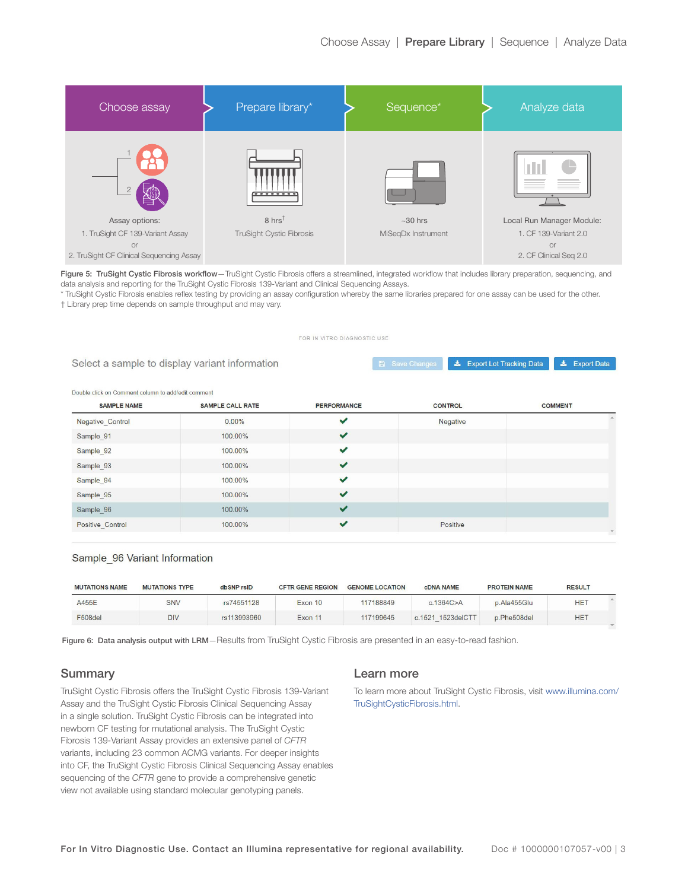| Choose assay | Prepare library* | Sequence* | Analyze data |
|---|---|---|---|
| Assay options: 1. TruSight CF 139-Variant Assay or 2. TruSight CF Clinical Sequencing Assay | 8 hrs† TruSight Cystic Fibrosis | ~30 hrs MiSeqDx Instrument | Local Run Manager Module: 1. CF 139-Variant 2.0 or 2. CF Clinical Seq 2.0 |

**Figure 5: TruSight Cystic Fibrosis workflow**—TruSight Cystic Fibrosis offers a streamlined, integrated workflow that includes library preparation, sequencing, and data analysis and reporting for the TruSight Cystic Fibrosis 139-Variant and Clinical Sequencing Assays.

* TruSight Cystic Fibrosis enables reflex testing by providing an assay configuration whereby the same libraries prepared for one assay can be used for the other.

† Library prep time depends on sample throughput and may vary.

FOR IN VITRO DIAGNOSTIC USE

Select a sample to display variant information

Save Changes | Export Lot Tracking Data | Export Data

Double click on Comment column to add/edit comment

| SAMPLE NAME | SAMPLE CALL RATE | PERFORMANCE | CONTROL | COMMENT |
|---|---|---|---|---|
| Negative_Control | 0.00% | ✓ | Negative | |
| Sample_91 | 100.00% | ✓ | | |
| Sample_92 | 100.00% | ✓ | | |
| Sample_93 | 100.00% | ✓ | | |
| Sample_94 | 100.00% | ✓ | | |
| Sample_95 | 100.00% | ✓ | | |
| Sample_96 | 100.00% | ✓ | | |
| Positive_Control | 100.00% | ✓ | Positive | |

Sample_96 Variant Information

| MUTATIONS NAME | MUTATIONS TYPE | dbSNP rsID | CFTR GENE REGION | GENOME LOCATION | cDNA NAME | PROTEIN NAME | RESULT |
|---|---|---|---|---|---|---|---|
| A455E | SNV | rs74551128 | Exon 10 | 117188849 | c.1364C>A | p.Ala455Glu | HET |
| F508del | DIV | rs113993960 | Exon 11 | 117199645 | c.1521_1523delCTT | p.Phe508del | HET |

**Figure 6: Data analysis output with LRM**—Results from TruSight Cystic Fibrosis are presented in an easy-to-read fashion.

## Summary

TruSight Cystic Fibrosis offers the TruSight Cystic Fibrosis 139-Variant Assay and the TruSight Cystic Fibrosis Clinical Sequencing Assay in a single solution. TruSight Cystic Fibrosis can be integrated into newborn CF testing for mutational analysis. The TruSight Cystic Fibrosis 139-Variant Assay provides an extensive panel of *CFTR* variants, including 23 common ACMG variants. For deeper insights into CF, the TruSight Cystic Fibrosis Clinical Sequencing Assay enables sequencing of the *CFTR* gene to provide a comprehensive genetic view not available using standard molecular genotyping panels.

## Learn more

To learn more about TruSight Cystic Fibrosis, visit www.illumina.com/TruSightCysticFibrosis.html.

**For In Vitro Diagnostic Use. Contact an Illumina representative for regional availability.**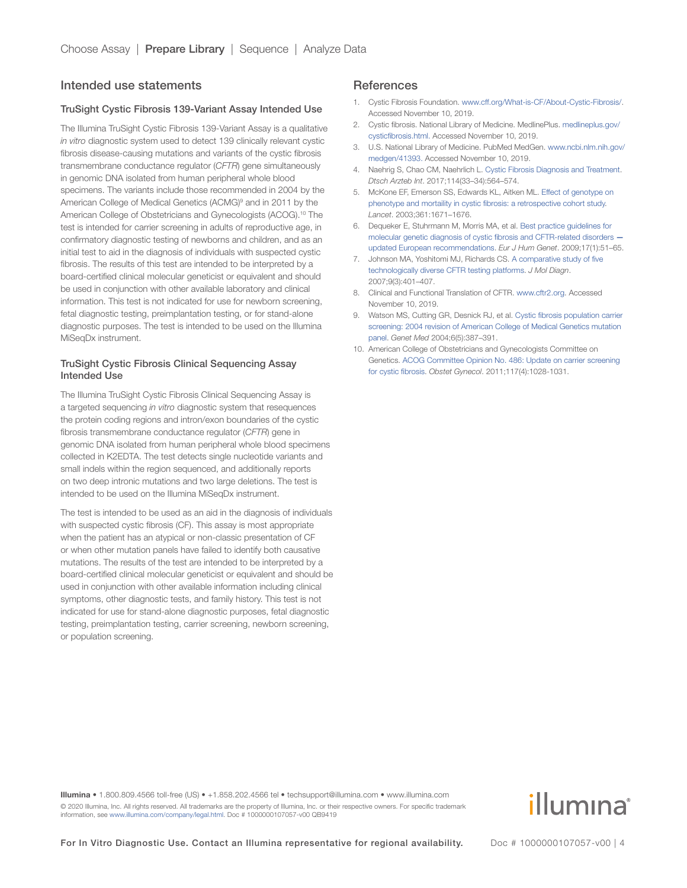## Intended use statements

### TruSight Cystic Fibrosis 139-Variant Assay Intended Use

The Illumina TruSight Cystic Fibrosis 139-Variant Assay is a qualitative *in vitro* diagnostic system used to detect 139 clinically relevant cystic fibrosis disease-causing mutations and variants of the cystic fibrosis transmembrane conductance regulator (*CFTR*) gene simultaneously in genomic DNA isolated from human peripheral whole blood specimens. The variants include those recommended in 2004 by the American College of Medical Genetics (ACMG)[9] and in 2011 by the American College of Obstetricians and Gynecologists (ACOG).[10] The test is intended for carrier screening in adults of reproductive age, in confirmatory diagnostic testing of newborns and children, and as an initial test to aid in the diagnosis of individuals with suspected cystic fibrosis. The results of this test are intended to be interpreted by a board-certified clinical molecular geneticist or equivalent and should be used in conjunction with other available laboratory and clinical information. This test is not indicated for use for newborn screening, fetal diagnostic testing, preimplantation testing, or for stand-alone diagnostic purposes. The test is intended to be used on the Illumina MiSeqDx instrument.

### TruSight Cystic Fibrosis Clinical Sequencing Assay Intended Use

The Illumina TruSight Cystic Fibrosis Clinical Sequencing Assay is a targeted sequencing *in vitro* diagnostic system that resequences the protein coding regions and intron/exon boundaries of the cystic fibrosis transmembrane conductance regulator (*CFTR*) gene in genomic DNA isolated from human peripheral whole blood specimens collected in K2EDTA. The test detects single nucleotide variants and small indels within the region sequenced, and additionally reports on two deep intronic mutations and two large deletions. The test is intended to be used on the Illumina MiSeqDx instrument.

The test is intended to be used as an aid in the diagnosis of individuals with suspected cystic fibrosis (CF). This assay is most appropriate when the patient has an atypical or non-classic presentation of CF or when other mutation panels have failed to identify both causative mutations. The results of the test are intended to be interpreted by a board-certified clinical molecular geneticist or equivalent and should be used in conjunction with other available information including clinical symptoms, other diagnostic tests, and family history. This test is not indicated for use for stand-alone diagnostic purposes, fetal diagnostic testing, preimplantation testing, carrier screening, newborn screening, or population screening.

## References

1. Cystic Fibrosis Foundation. www.cff.org/What-is-CF/About-Cystic-Fibrosis/. Accessed November 10, 2019.
2. Cystic fibrosis. National Library of Medicine. MedlinePlus. medlineplus.gov/cysticfibrosis.html. Accessed November 10, 2019.
3. U.S. National Library of Medicine. PubMed MedGen. www.ncbi.nlm.nih.gov/medgen/41393. Accessed November 10, 2019.
4. Naehrig S, Chao CM, Naehrlich L. Cystic Fibrosis Diagnosis and Treatment. *Dtsch Arztebl Int*. 2017;114(33–34):564–574.
5. McKone EF, Emerson SS, Edwards KL, Aitken ML. Effect of genotype on phenotype and mortality in cystic fibrosis: a retrospective cohort study. *Lancet*. 2003;361:1671–1676.
6. Dequeker E, Stuhrmann M, Morris MA, et al. Best practice guidelines for molecular genetic diagnosis of cystic fibrosis and CFTR-related disorders — updated European recommendations. *Eur J Hum Genet*. 2009;17(1):51–65.
7. Johnson MA, Yoshitomi MJ, Richards CS. A comparative study of five technologically diverse CFTR testing platforms. *J Mol Diagn*. 2007;9(3):401–407.
8. Clinical and Functional Translation of CFTR. www.cftr2.org. Accessed November 10, 2019.
9. Watson MS, Cutting GR, Desnick RJ, et al. Cystic fibrosis population carrier screening: 2004 revision of American College of Medical Genetics mutation panel. *Genet Med* 2004;6(5):387–391.
10. American College of Obstetricians and Gynecologists Committee on Genetics. ACOG Committee Opinion No. 486: Update on carrier screening for cystic fibrosis. *Obstet Gynecol*. 2011;117(4):1028-1031.

**Illumina** • 1.800.809.4566 toll-free (US) • +1.858.202.4566 tel • techsupport@illumina.com • www.illumina.com

© 2020 Illumina, Inc. All rights reserved. All trademarks are the property of Illumina, Inc. or their respective owners. For specific trademark information, see www.illumina.com/company/legal.html. Doc # 1000000107057-v00 QB9419

For In Vitro Diagnostic Use. Contact an Illumina representative for regional availability.